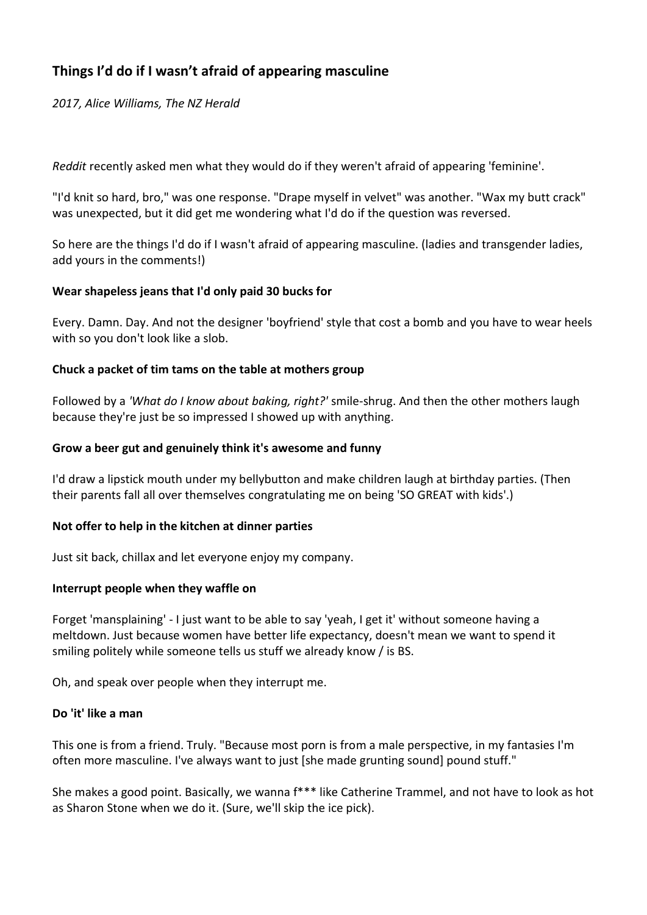## Things I'd do if I wasn't afraid of appearing masculine

*2017, Alice Williams, The NZ Herald*

*Reddit* recently asked men what they would do if they weren't afraid of appearing 'feminine'.

"I'd knit so hard, bro," was one response. "Drape myself in velvet" was another. "Wax my butt crack" was unexpected, but it did get me wondering what I'd do if the question was reversed.

So here are the things I'd do if I wasn't afraid of appearing masculine. (ladies and transgender ladies, add yours in the comments!)

**Wear shapeless jeans that I'd only paid 30 bucks for**

Every. Damn. Day. And not the designer 'boyfriend' style that cost a bomb and you have to wear heels with so you don't look like a slob.

**Chuck a packet of tim tams on the table at mothers group**

Followed by a *'What do I know about baking, right?'* smile-shrug. And then the other mothers laugh because they're just be so impressed I showed up with anything.

**Grow a beer gut and genuinely think it's awesome and funny**

I'd draw a lipstick mouth under my bellybutton and make children laugh at birthday parties. (Then their parents fall all over themselves congratulating me on being 'SO GREAT with kids'.)

**Not offer to help in the kitchen at dinner parties**

Just sit back, chillax and let everyone enjoy my company.

**Interrupt people when they waffle on**

Forget 'mansplaining' - I just want to be able to say 'yeah, I get it' without someone having a meltdown. Just because women have better life expectancy, doesn't mean we want to spend it smiling politely while someone tells us stuff we already know / is BS.

Oh, and speak over people when they interrupt me.

**Do 'it' like a man**

This one is from a friend. Truly. "Because most porn is from a male perspective, in my fantasies I'm often more masculine. I've always want to just [she made grunting sound] pound stuff."

She makes a good point. Basically, we wanna f*** like Catherine Trammel, and not have to look as hot as Sharon Stone when we do it. (Sure, we'll skip the ice pick).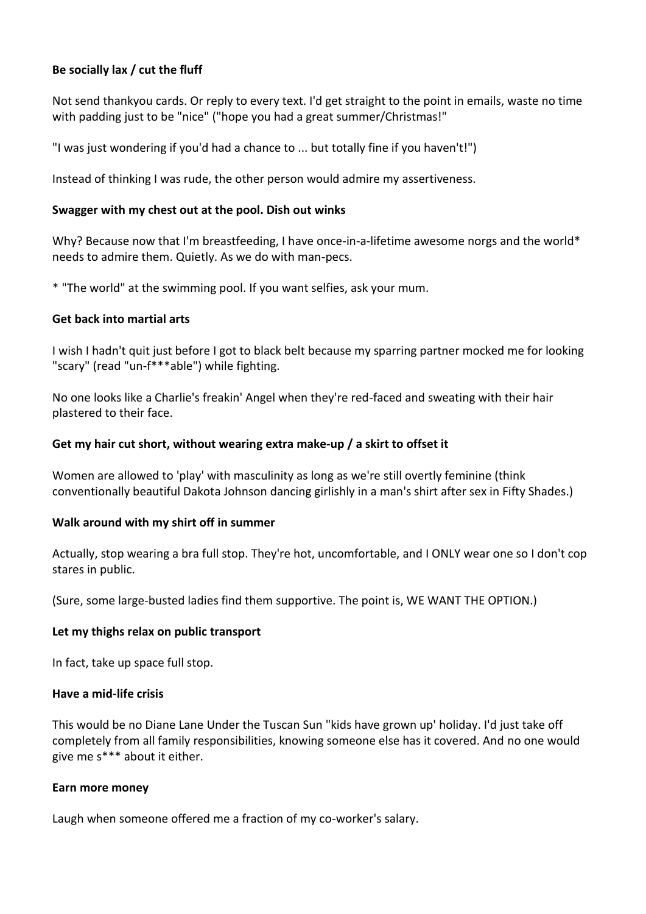**Be socially lax / cut the fluff**

Not send thankyou cards. Or reply to every text. I'd get straight to the point in emails, waste no time with padding just to be "nice" ("hope you had a great summer/Christmas!"

"I was just wondering if you'd had a chance to ... but totally fine if you haven't!")

Instead of thinking I was rude, the other person would admire my assertiveness.

**Swagger with my chest out at the pool. Dish out winks**

Why? Because now that I'm breastfeeding, I have once-in-a-lifetime awesome norgs and the world* needs to admire them. Quietly. As we do with man-pecs.

* "The world" at the swimming pool. If you want selfies, ask your mum.

**Get back into martial arts**

I wish I hadn't quit just before I got to black belt because my sparring partner mocked me for looking "scary" (read "un-f***able") while fighting.

No one looks like a Charlie's freakin' Angel when they're red-faced and sweating with their hair plastered to their face.

**Get my hair cut short, without wearing extra make-up / a skirt to offset it**

Women are allowed to 'play' with masculinity as long as we're still overtly feminine (think conventionally beautiful Dakota Johnson dancing girlishly in a man's shirt after sex in Fifty Shades.)

**Walk around with my shirt off in summer**

Actually, stop wearing a bra full stop. They're hot, uncomfortable, and I ONLY wear one so I don't cop stares in public.

(Sure, some large-busted ladies find them supportive. The point is, WE WANT THE OPTION.)

**Let my thighs relax on public transport**

In fact, take up space full stop.

**Have a mid-life crisis**

This would be no Diane Lane Under the Tuscan Sun "kids have grown up' holiday. I'd just take off completely from all family responsibilities, knowing someone else has it covered. And no one would give me s*** about it either.

**Earn more money**

Laugh when someone offered me a fraction of my co-worker's salary.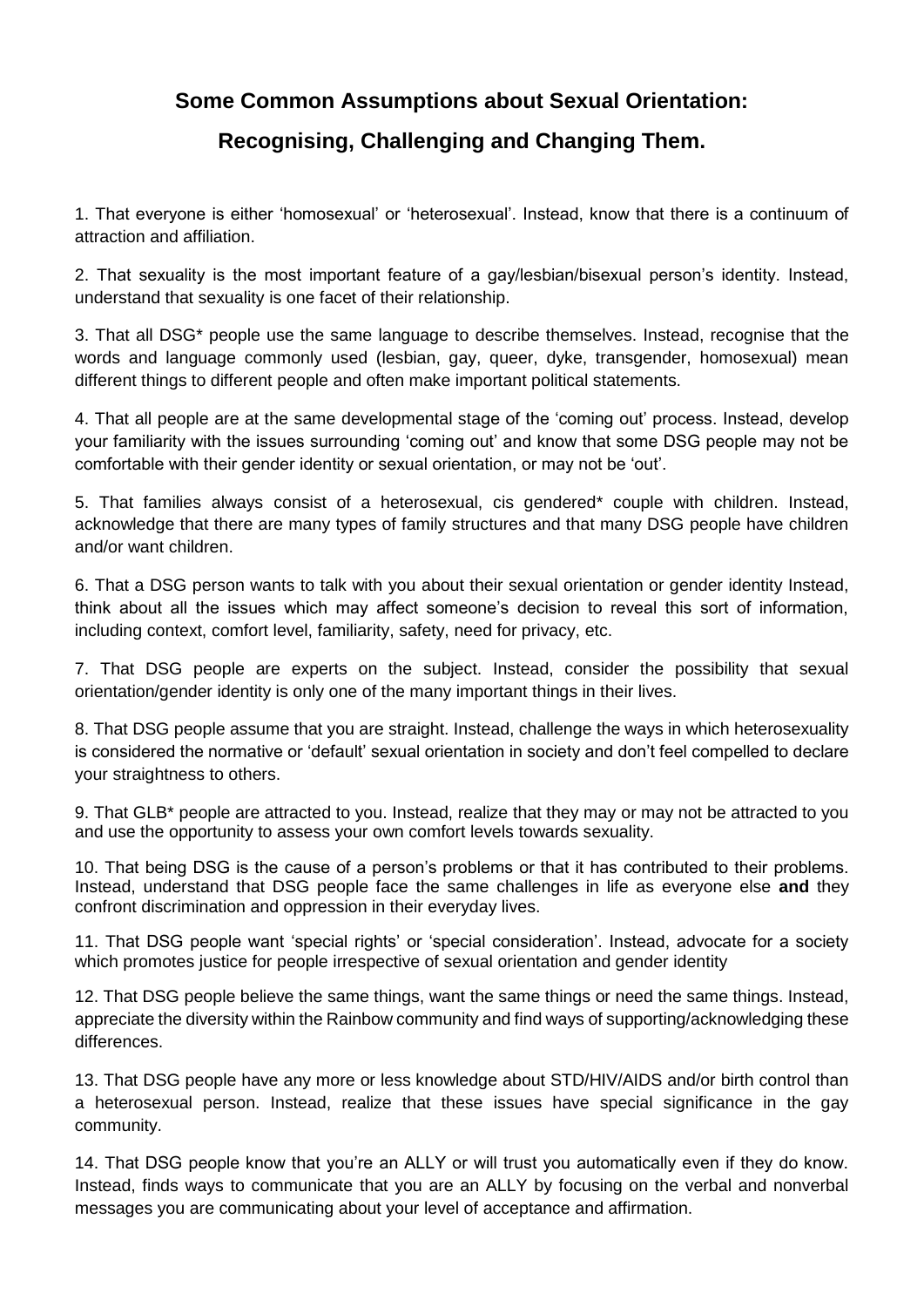# Some Common Assumptions about Sexual Orientation:

# Recognising, Challenging and Changing Them.

1. That everyone is either 'homosexual' or 'heterosexual'. Instead, know that there is a continuum of attraction and affiliation.

2. That sexuality is the most important feature of a gay/lesbian/bisexual person's identity. Instead, understand that sexuality is one facet of their relationship.

3. That all DSG* people use the same language to describe themselves. Instead, recognise that the words and language commonly used (lesbian, gay, queer, dyke, transgender, homosexual) mean different things to different people and often make important political statements.

4. That all people are at the same developmental stage of the 'coming out' process. Instead, develop your familiarity with the issues surrounding 'coming out' and know that some DSG people may not be comfortable with their gender identity or sexual orientation, or may not be 'out'.

5. That families always consist of a heterosexual, cis gendered* couple with children. Instead, acknowledge that there are many types of family structures and that many DSG people have children and/or want children.

6. That a DSG person wants to talk with you about their sexual orientation or gender identity Instead, think about all the issues which may affect someone's decision to reveal this sort of information, including context, comfort level, familiarity, safety, need for privacy, etc.

7. That DSG people are experts on the subject. Instead, consider the possibility that sexual orientation/gender identity is only one of the many important things in their lives.

8. That DSG people assume that you are straight. Instead, challenge the ways in which heterosexuality is considered the normative or 'default' sexual orientation in society and don't feel compelled to declare your straightness to others.

9. That GLB* people are attracted to you. Instead, realize that they may or may not be attracted to you and use the opportunity to assess your own comfort levels towards sexuality.

10. That being DSG is the cause of a person's problems or that it has contributed to their problems. Instead, understand that DSG people face the same challenges in life as everyone else **and** they confront discrimination and oppression in their everyday lives.

11. That DSG people want 'special rights' or 'special consideration'. Instead, advocate for a society which promotes justice for people irrespective of sexual orientation and gender identity

12. That DSG people believe the same things, want the same things or need the same things. Instead, appreciate the diversity within the Rainbow community and find ways of supporting/acknowledging these differences.

13. That DSG people have any more or less knowledge about STD/HIV/AIDS and/or birth control than a heterosexual person. Instead, realize that these issues have special significance in the gay community.

14. That DSG people know that you're an ALLY or will trust you automatically even if they do know. Instead, finds ways to communicate that you are an ALLY by focusing on the verbal and nonverbal messages you are communicating about your level of acceptance and affirmation.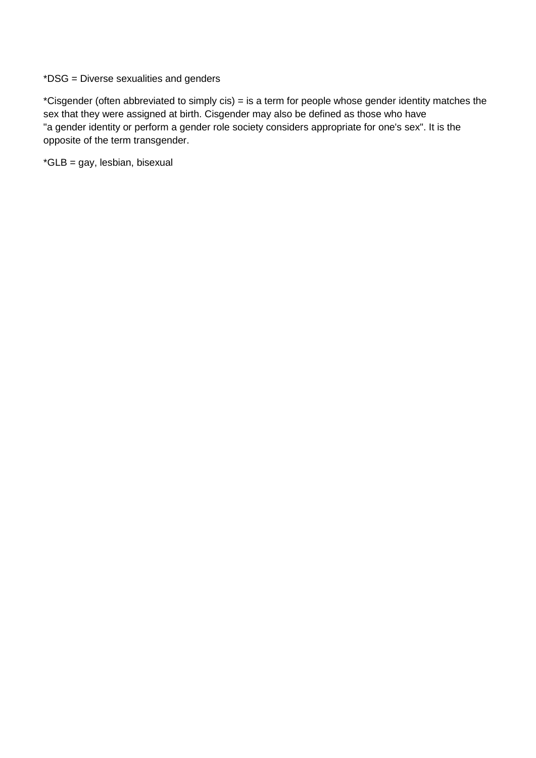*DSG = Diverse sexualities and genders

*Cisgender (often abbreviated to simply cis) = is a term for people whose gender identity matches the sex that they were assigned at birth. Cisgender may also be defined as those who have "a gender identity or perform a gender role society considers appropriate for one's sex". It is the opposite of the term transgender.

*GLB = gay, lesbian, bisexual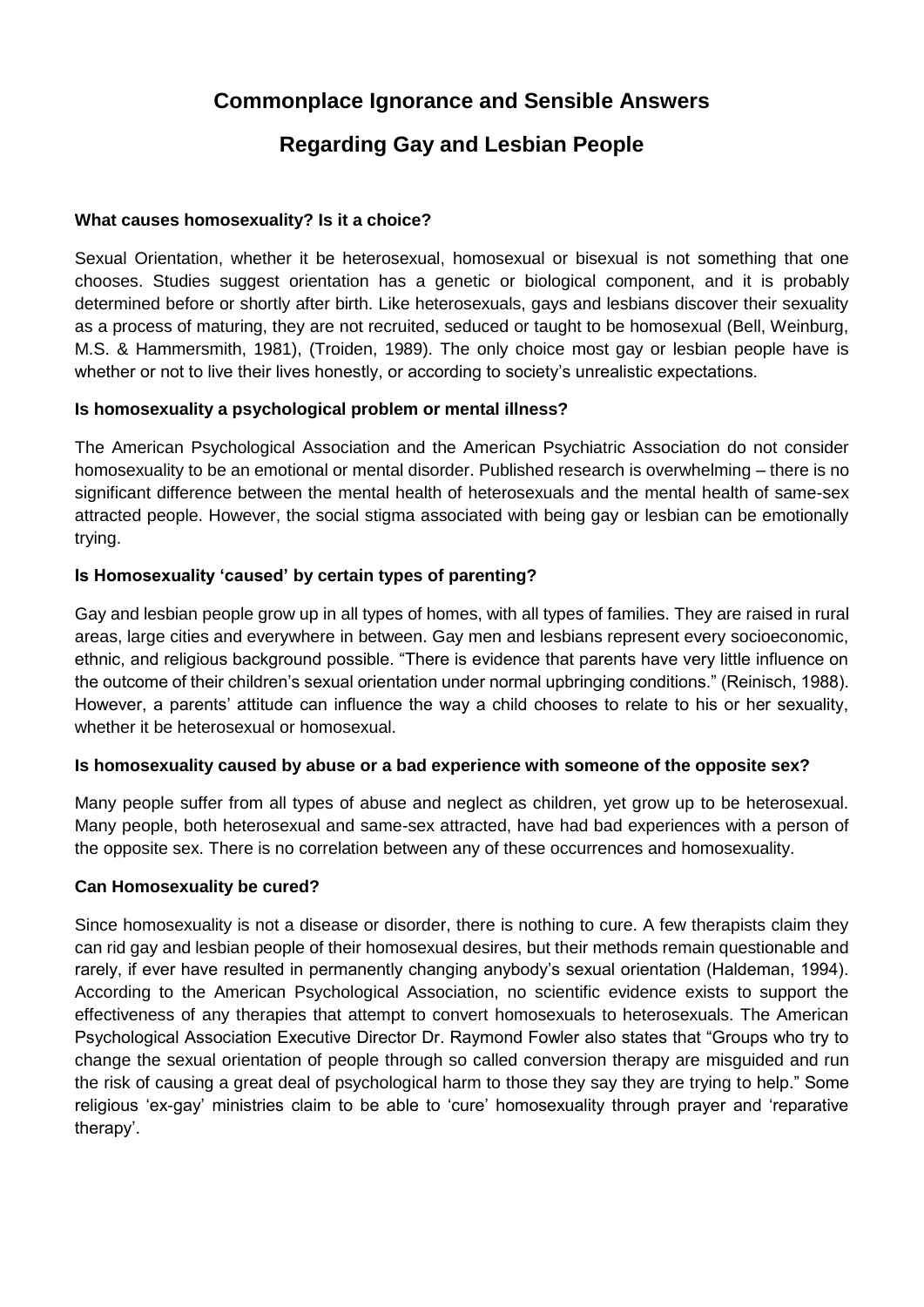# Commonplace Ignorance and Sensible Answers

# Regarding Gay and Lesbian People

**What causes homosexuality? Is it a choice?**

Sexual Orientation, whether it be heterosexual, homosexual or bisexual is not something that one chooses. Studies suggest orientation has a genetic or biological component, and it is probably determined before or shortly after birth. Like heterosexuals, gays and lesbians discover their sexuality as a process of maturing, they are not recruited, seduced or taught to be homosexual (Bell, Weinburg, M.S. & Hammersmith, 1981), (Troiden, 1989). The only choice most gay or lesbian people have is whether or not to live their lives honestly, or according to society's unrealistic expectations.

**Is homosexuality a psychological problem or mental illness?**

The American Psychological Association and the American Psychiatric Association do not consider homosexuality to be an emotional or mental disorder. Published research is overwhelming – there is no significant difference between the mental health of heterosexuals and the mental health of same-sex attracted people. However, the social stigma associated with being gay or lesbian can be emotionally trying.

**Is Homosexuality 'caused' by certain types of parenting?**

Gay and lesbian people grow up in all types of homes, with all types of families. They are raised in rural areas, large cities and everywhere in between. Gay men and lesbians represent every socioeconomic, ethnic, and religious background possible. "There is evidence that parents have very little influence on the outcome of their children's sexual orientation under normal upbringing conditions." (Reinisch, 1988). However, a parents' attitude can influence the way a child chooses to relate to his or her sexuality, whether it be heterosexual or homosexual.

**Is homosexuality caused by abuse or a bad experience with someone of the opposite sex?**

Many people suffer from all types of abuse and neglect as children, yet grow up to be heterosexual. Many people, both heterosexual and same-sex attracted, have had bad experiences with a person of the opposite sex. There is no correlation between any of these occurrences and homosexuality.

**Can Homosexuality be cured?**

Since homosexuality is not a disease or disorder, there is nothing to cure. A few therapists claim they can rid gay and lesbian people of their homosexual desires, but their methods remain questionable and rarely, if ever have resulted in permanently changing anybody's sexual orientation (Haldeman, 1994). According to the American Psychological Association, no scientific evidence exists to support the effectiveness of any therapies that attempt to convert homosexuals to heterosexuals. The American Psychological Association Executive Director Dr. Raymond Fowler also states that "Groups who try to change the sexual orientation of people through so called conversion therapy are misguided and run the risk of causing a great deal of psychological harm to those they say they are trying to help." Some religious 'ex-gay' ministries claim to be able to 'cure' homosexuality through prayer and 'reparative therapy'.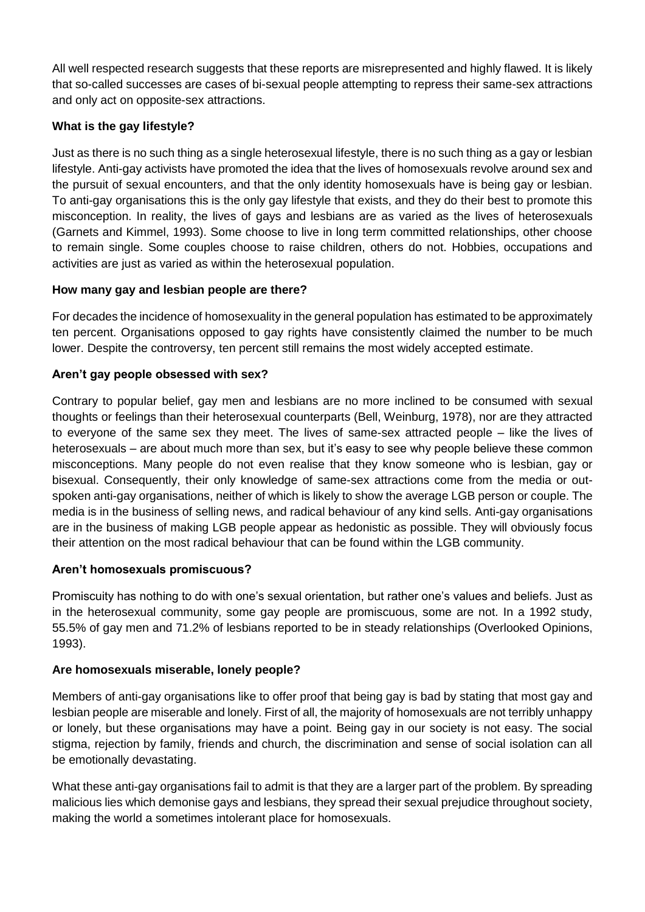All well respected research suggests that these reports are misrepresented and highly flawed. It is likely that so-called successes are cases of bi-sexual people attempting to repress their same-sex attractions and only act on opposite-sex attractions.

**What is the gay lifestyle?**

Just as there is no such thing as a single heterosexual lifestyle, there is no such thing as a gay or lesbian lifestyle. Anti-gay activists have promoted the idea that the lives of homosexuals revolve around sex and the pursuit of sexual encounters, and that the only identity homosexuals have is being gay or lesbian. To anti-gay organisations this is the only gay lifestyle that exists, and they do their best to promote this misconception. In reality, the lives of gays and lesbians are as varied as the lives of heterosexuals (Garnets and Kimmel, 1993). Some choose to live in long term committed relationships, other choose to remain single. Some couples choose to raise children, others do not. Hobbies, occupations and activities are just as varied as within the heterosexual population.

**How many gay and lesbian people are there?**

For decades the incidence of homosexuality in the general population has estimated to be approximately ten percent. Organisations opposed to gay rights have consistently claimed the number to be much lower. Despite the controversy, ten percent still remains the most widely accepted estimate.

**Aren't gay people obsessed with sex?**

Contrary to popular belief, gay men and lesbians are no more inclined to be consumed with sexual thoughts or feelings than their heterosexual counterparts (Bell, Weinburg, 1978), nor are they attracted to everyone of the same sex they meet. The lives of same-sex attracted people – like the lives of heterosexuals – are about much more than sex, but it's easy to see why people believe these common misconceptions. Many people do not even realise that they know someone who is lesbian, gay or bisexual. Consequently, their only knowledge of same-sex attractions come from the media or out-spoken anti-gay organisations, neither of which is likely to show the average LGB person or couple. The media is in the business of selling news, and radical behaviour of any kind sells. Anti-gay organisations are in the business of making LGB people appear as hedonistic as possible. They will obviously focus their attention on the most radical behaviour that can be found within the LGB community.

**Aren't homosexuals promiscuous?**

Promiscuity has nothing to do with one's sexual orientation, but rather one's values and beliefs. Just as in the heterosexual community, some gay people are promiscuous, some are not. In a 1992 study, 55.5% of gay men and 71.2% of lesbians reported to be in steady relationships (Overlooked Opinions, 1993).

**Are homosexuals miserable, lonely people?**

Members of anti-gay organisations like to offer proof that being gay is bad by stating that most gay and lesbian people are miserable and lonely. First of all, the majority of homosexuals are not terribly unhappy or lonely, but these organisations may have a point. Being gay in our society is not easy. The social stigma, rejection by family, friends and church, the discrimination and sense of social isolation can all be emotionally devastating.

What these anti-gay organisations fail to admit is that they are a larger part of the problem. By spreading malicious lies which demonise gays and lesbians, they spread their sexual prejudice throughout society, making the world a sometimes intolerant place for homosexuals.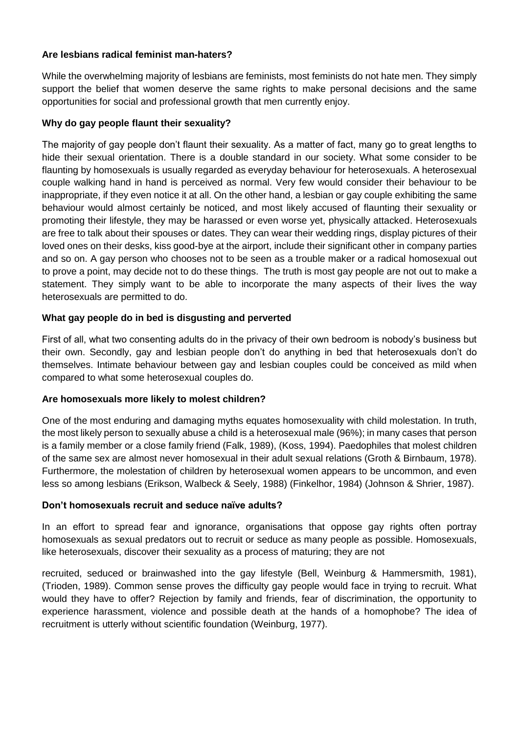**Are lesbians radical feminist man-haters?**

While the overwhelming majority of lesbians are feminists, most feminists do not hate men. They simply support the belief that women deserve the same rights to make personal decisions and the same opportunities for social and professional growth that men currently enjoy.

**Why do gay people flaunt their sexuality?**

The majority of gay people don't flaunt their sexuality. As a matter of fact, many go to great lengths to hide their sexual orientation. There is a double standard in our society. What some consider to be flaunting by homosexuals is usually regarded as everyday behaviour for heterosexuals. A heterosexual couple walking hand in hand is perceived as normal. Very few would consider their behaviour to be inappropriate, if they even notice it at all. On the other hand, a lesbian or gay couple exhibiting the same behaviour would almost certainly be noticed, and most likely accused of flaunting their sexuality or promoting their lifestyle, they may be harassed or even worse yet, physically attacked. Heterosexuals are free to talk about their spouses or dates. They can wear their wedding rings, display pictures of their loved ones on their desks, kiss good-bye at the airport, include their significant other in company parties and so on. A gay person who chooses not to be seen as a trouble maker or a radical homosexual out to prove a point, may decide not to do these things. The truth is most gay people are not out to make a statement. They simply want to be able to incorporate the many aspects of their lives the way heterosexuals are permitted to do.

**What gay people do in bed is disgusting and perverted**

First of all, what two consenting adults do in the privacy of their own bedroom is nobody's business but their own. Secondly, gay and lesbian people don't do anything in bed that heterosexuals don't do themselves. Intimate behaviour between gay and lesbian couples could be conceived as mild when compared to what some heterosexual couples do.

**Are homosexuals more likely to molest children?**

One of the most enduring and damaging myths equates homosexuality with child molestation. In truth, the most likely person to sexually abuse a child is a heterosexual male (96%); in many cases that person is a family member or a close family friend (Falk, 1989), (Koss, 1994). Paedophiles that molest children of the same sex are almost never homosexual in their adult sexual relations (Groth & Birnbaum, 1978). Furthermore, the molestation of children by heterosexual women appears to be uncommon, and even less so among lesbians (Erikson, Walbeck & Seely, 1988) (Finkelhor, 1984) (Johnson & Shrier, 1987).

**Don't homosexuals recruit and seduce naïve adults?**

In an effort to spread fear and ignorance, organisations that oppose gay rights often portray homosexuals as sexual predators out to recruit or seduce as many people as possible. Homosexuals, like heterosexuals, discover their sexuality as a process of maturing; they are not recruited, seduced or brainwashed into the gay lifestyle (Bell, Weinburg & Hammersmith, 1981), (Trioden, 1989). Common sense proves the difficulty gay people would face in trying to recruit. What would they have to offer? Rejection by family and friends, fear of discrimination, the opportunity to experience harassment, violence and possible death at the hands of a homophobe? The idea of recruitment is utterly without scientific foundation (Weinburg, 1977).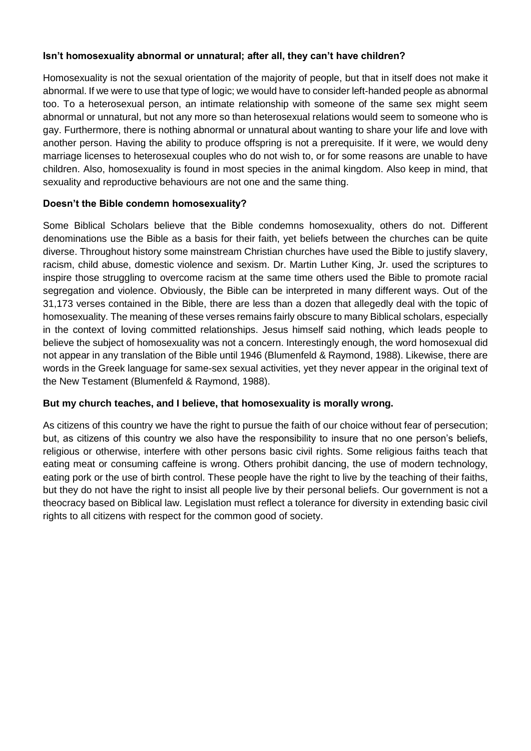**Isn't homosexuality abnormal or unnatural; after all, they can't have children?**

Homosexuality is not the sexual orientation of the majority of people, but that in itself does not make it abnormal. If we were to use that type of logic; we would have to consider left-handed people as abnormal too. To a heterosexual person, an intimate relationship with someone of the same sex might seem abnormal or unnatural, but not any more so than heterosexual relations would seem to someone who is gay. Furthermore, there is nothing abnormal or unnatural about wanting to share your life and love with another person. Having the ability to produce offspring is not a prerequisite. If it were, we would deny marriage licenses to heterosexual couples who do not wish to, or for some reasons are unable to have children. Also, homosexuality is found in most species in the animal kingdom. Also keep in mind, that sexuality and reproductive behaviours are not one and the same thing.

**Doesn't the Bible condemn homosexuality?**

Some Biblical Scholars believe that the Bible condemns homosexuality, others do not. Different denominations use the Bible as a basis for their faith, yet beliefs between the churches can be quite diverse. Throughout history some mainstream Christian churches have used the Bible to justify slavery, racism, child abuse, domestic violence and sexism. Dr. Martin Luther King, Jr. used the scriptures to inspire those struggling to overcome racism at the same time others used the Bible to promote racial segregation and violence. Obviously, the Bible can be interpreted in many different ways. Out of the 31,173 verses contained in the Bible, there are less than a dozen that allegedly deal with the topic of homosexuality. The meaning of these verses remains fairly obscure to many Biblical scholars, especially in the context of loving committed relationships. Jesus himself said nothing, which leads people to believe the subject of homosexuality was not a concern. Interestingly enough, the word homosexual did not appear in any translation of the Bible until 1946 (Blumenfeld & Raymond, 1988). Likewise, there are words in the Greek language for same-sex sexual activities, yet they never appear in the original text of the New Testament (Blumenfeld & Raymond, 1988).

**But my church teaches, and I believe, that homosexuality is morally wrong.**

As citizens of this country we have the right to pursue the faith of our choice without fear of persecution; but, as citizens of this country we also have the responsibility to insure that no one person's beliefs, religious or otherwise, interfere with other persons basic civil rights. Some religious faiths teach that eating meat or consuming caffeine is wrong. Others prohibit dancing, the use of modern technology, eating pork or the use of birth control. These people have the right to live by the teaching of their faiths, but they do not have the right to insist all people live by their personal beliefs. Our government is not a theocracy based on Biblical law. Legislation must reflect a tolerance for diversity in extending basic civil rights to all citizens with respect for the common good of society.